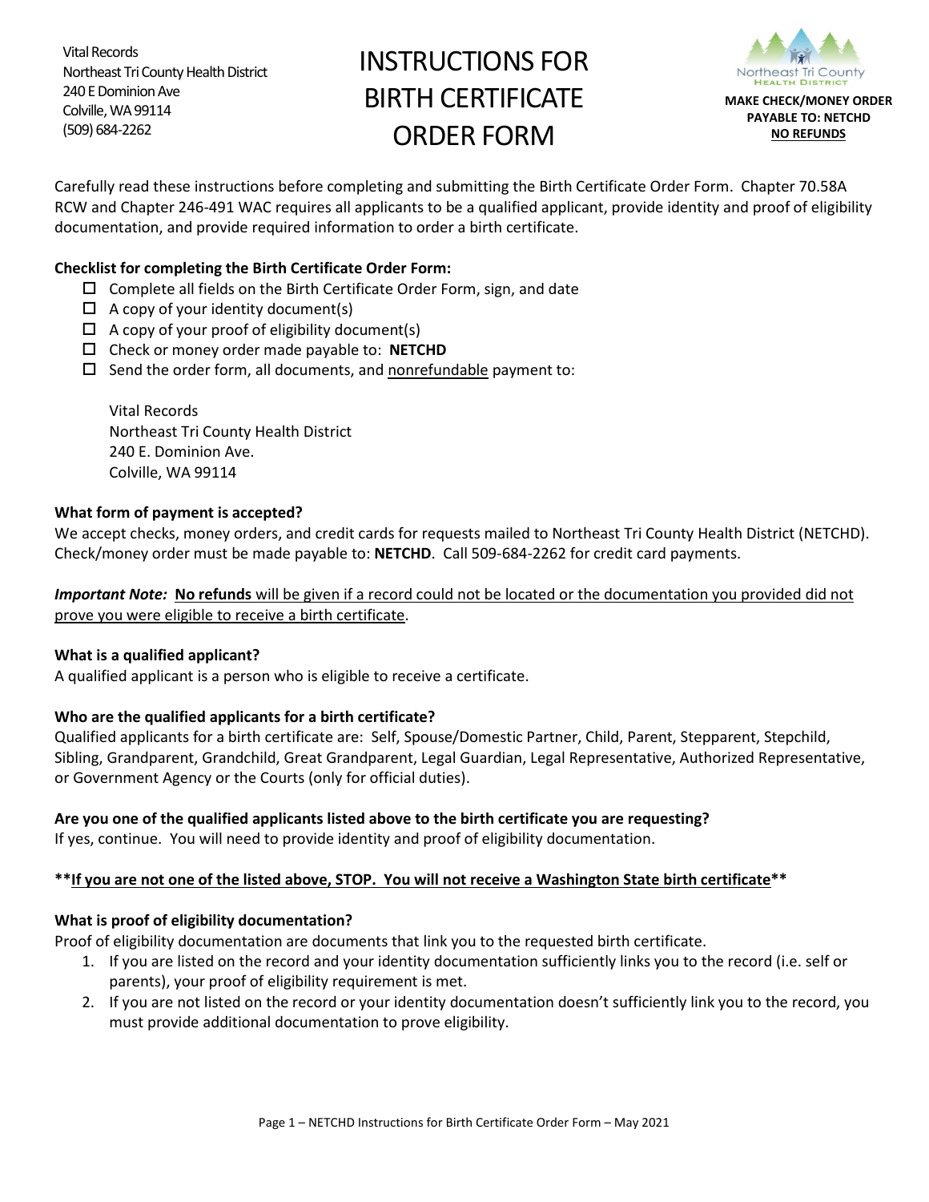Vital Records
Northeast Tri County Health District
240 E Dominion Ave
Colville, WA 99114
(509) 684-2262

# INSTRUCTIONS FOR BIRTH CERTIFICATE ORDER FORM

**MAKE CHECK/MONEY ORDER PAYABLE TO: NETCHD**
**NO REFUNDS**

Carefully read these instructions before completing and submitting the Birth Certificate Order Form. Chapter 70.58A RCW and Chapter 246-491 WAC requires all applicants to be a qualified applicant, provide identity and proof of eligibility documentation, and provide required information to order a birth certificate.

**Checklist for completing the Birth Certificate Order Form:**

- ☐ Complete all fields on the Birth Certificate Order Form, sign, and date
- ☐ A copy of your identity document(s)
- ☐ A copy of your proof of eligibility document(s)
- ☐ Check or money order made payable to: **NETCHD**
- ☐ Send the order form, all documents, and nonrefundable payment to:

  Vital Records
  Northeast Tri County Health District
  240 E. Dominion Ave.
  Colville, WA 99114

**What form of payment is accepted?**
We accept checks, money orders, and credit cards for requests mailed to Northeast Tri County Health District (NETCHD). Check/money order must be made payable to: **NETCHD**. Call 509-684-2262 for credit card payments.

***Important Note:*** **No refunds** will be given if a record could not be located or the documentation you provided did not prove you were eligible to receive a birth certificate.

**What is a qualified applicant?**
A qualified applicant is a person who is eligible to receive a certificate.

**Who are the qualified applicants for a birth certificate?**
Qualified applicants for a birth certificate are: Self, Spouse/Domestic Partner, Child, Parent, Stepparent, Stepchild, Sibling, Grandparent, Grandchild, Great Grandparent, Legal Guardian, Legal Representative, Authorized Representative, or Government Agency or the Courts (only for official duties).

**Are you one of the qualified applicants listed above to the birth certificate you are requesting?**
If yes, continue. You will need to provide identity and proof of eligibility documentation.

**\*\*If you are not one of the listed above, STOP. You will not receive a Washington State birth certificate\*\***

**What is proof of eligibility documentation?**
Proof of eligibility documentation are documents that link you to the requested birth certificate.

1. If you are listed on the record and your identity documentation sufficiently links you to the record (i.e. self or parents), your proof of eligibility requirement is met.
2. If you are not listed on the record or your identity documentation doesn't sufficiently link you to the record, you must provide additional documentation to prove eligibility.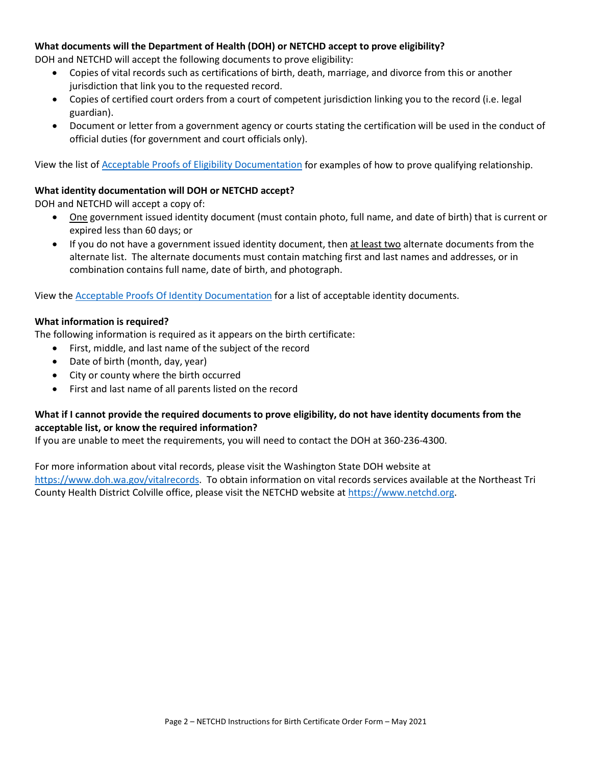**What documents will the Department of Health (DOH) or NETCHD accept to prove eligibility?**

DOH and NETCHD will accept the following documents to prove eligibility:

- Copies of vital records such as certifications of birth, death, marriage, and divorce from this or another jurisdiction that link you to the requested record.
- Copies of certified court orders from a court of competent jurisdiction linking you to the record (i.e. legal guardian).
- Document or letter from a government agency or courts stating the certification will be used in the conduct of official duties (for government and court officials only).

View the list of [Acceptable Proofs of Eligibility Documentation]() for examples of how to prove qualifying relationship.

**What identity documentation will DOH or NETCHD accept?**

DOH and NETCHD will accept a copy of:

- <u>One</u> government issued identity document (must contain photo, full name, and date of birth) that is current or expired less than 60 days; or
- If you do not have a government issued identity document, then <u>at least two</u> alternate documents from the alternate list. The alternate documents must contain matching first and last names and addresses, or in combination contains full name, date of birth, and photograph.

View the [Acceptable Proofs Of Identity Documentation]() for a list of acceptable identity documents.

**What information is required?**

The following information is required as it appears on the birth certificate:

- First, middle, and last name of the subject of the record
- Date of birth (month, day, year)
- City or county where the birth occurred
- First and last name of all parents listed on the record

**What if I cannot provide the required documents to prove eligibility, do not have identity documents from the acceptable list, or know the required information?**

If you are unable to meet the requirements, you will need to contact the DOH at 360-236-4300.

For more information about vital records, please visit the Washington State DOH website at [https://www.doh.wa.gov/vitalrecords](https://www.doh.wa.gov/vitalrecords). To obtain information on vital records services available at the Northeast Tri County Health District Colville office, please visit the NETCHD website at [https://www.netchd.org](https://www.netchd.org).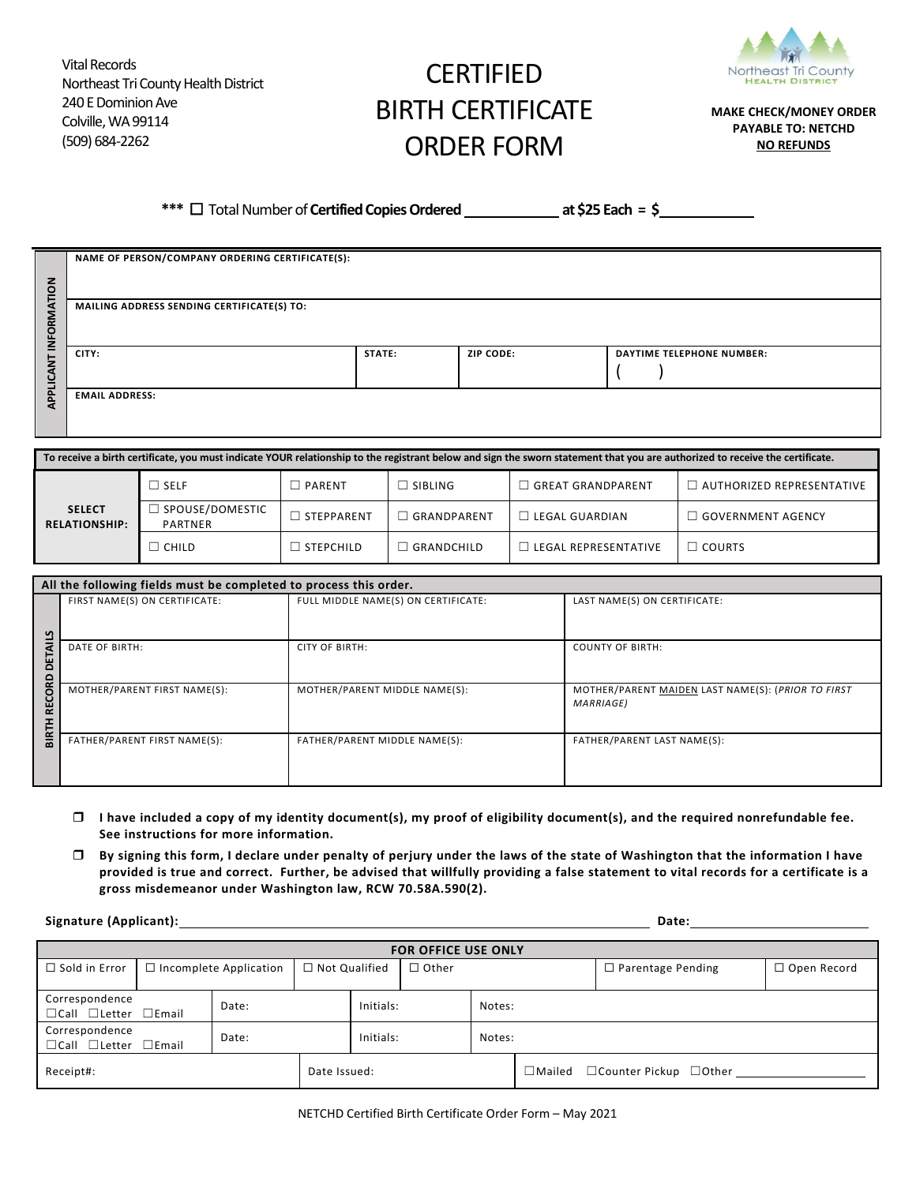Vital Records
Northeast Tri County Health District
240 E Dominion Ave
Colville, WA 99114
(509) 684-2262

# CERTIFIED BIRTH CERTIFICATE ORDER FORM

Northeast Tri County Health District

**MAKE CHECK/MONEY ORDER PAYABLE TO: NETCHD**
**NO REFUNDS**

**\*\*\*** ☐ Total Number of **Certified Copies Ordered** ____________ **at $25 Each = $**____________

| APPLICANT INFORMATION | | | |
|---|---|---|---|
| **NAME OF PERSON/COMPANY ORDERING CERTIFICATE(S):** | | | |
| **MAILING ADDRESS SENDING CERTIFICATE(S) TO:** | | | |
| **CITY:** | **STATE:** | **ZIP CODE:** | **DAYTIME TELEPHONE NUMBER:** ( ) |
| **EMAIL ADDRESS:** | | | |

**To receive a birth certificate, you must indicate YOUR relationship to the registrant below and sign the sworn statement that you are authorized to receive the certificate.**

| **SELECT RELATIONSHIP:** | | | | | |
|---|---|---|---|---|---|
| | ☐ SELF | ☐ PARENT | ☐ SIBLING | ☐ GREAT GRANDPARENT | ☐ AUTHORIZED REPRESENTATIVE |
| | ☐ SPOUSE/DOMESTIC PARTNER | ☐ STEPPARENT | ☐ GRANDPARENT | ☐ LEGAL GUARDIAN | ☐ GOVERNMENT AGENCY |
| | ☐ CHILD | ☐ STEPCHILD | ☐ GRANDCHILD | ☐ LEGAL REPRESENTATIVE | ☐ COURTS |

**All the following fields must be completed to process this order.**

| BIRTH RECORD DETAILS | | |
|---|---|---|
| FIRST NAME(S) ON CERTIFICATE: | FULL MIDDLE NAME(S) ON CERTIFICATE: | LAST NAME(S) ON CERTIFICATE: |
| DATE OF BIRTH: | CITY OF BIRTH: | COUNTY OF BIRTH: |
| MOTHER/PARENT FIRST NAME(S): | MOTHER/PARENT MIDDLE NAME(S): | MOTHER/PARENT MAIDEN LAST NAME(S): (*PRIOR TO FIRST MARRIAGE*) |
| FATHER/PARENT FIRST NAME(S): | FATHER/PARENT MIDDLE NAME(S): | FATHER/PARENT LAST NAME(S): |

- ☐ **I have included a copy of my identity document(s), my proof of eligibility document(s), and the required nonrefundable fee. See instructions for more information.**
- ☐ **By signing this form, I declare under penalty of perjury under the laws of the state of Washington that the information I have provided is true and correct. Further, be advised that willfully providing a false statement to vital records for a certificate is a gross misdemeanor under Washington law, RCW 70.58A.590(2).**

**Signature (Applicant):** ______________________________ **Date:** ______________

| **FOR OFFICE USE ONLY** | | | | | |
|---|---|---|---|---|---|
| ☐ Sold in Error | ☐ Incomplete Application | ☐ Not Qualified | ☐ Other | ☐ Parentage Pending | ☐ Open Record |
| Correspondence ☐Call ☐Letter ☐Email | Date: | Initials: | Notes: | | |
| Correspondence ☐Call ☐Letter ☐Email | Date: | Initials: | Notes: | | |
| Receipt#: | Date Issued: | ☐Mailed ☐Counter Pickup ☐Other ____________ | | | |

NETCHD Certified Birth Certificate Order Form – May 2021